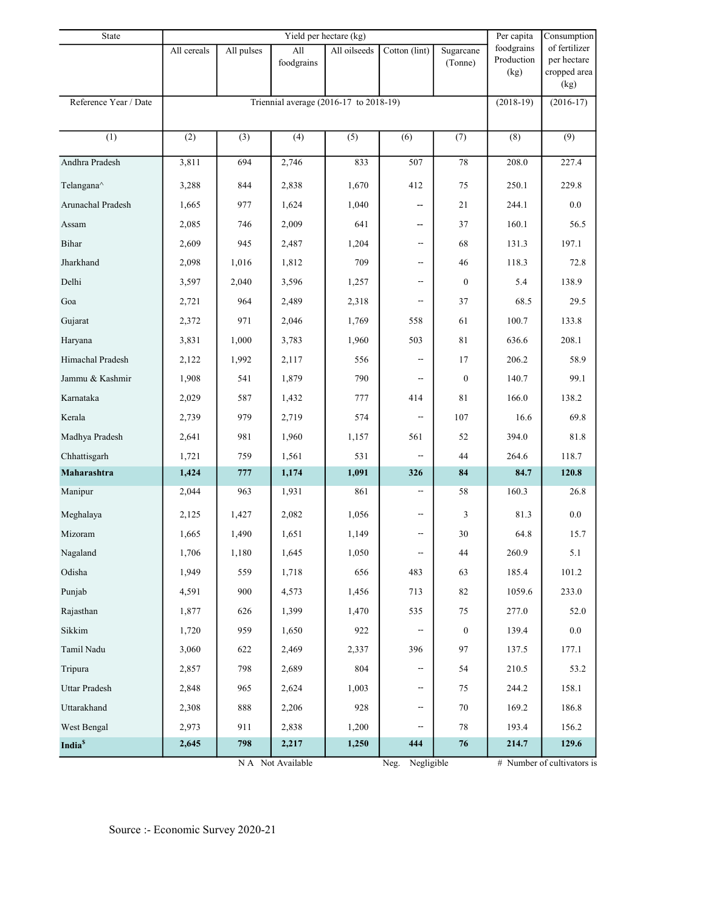| State | Yield per hectare (kg) | | | | | | Per capita foodgrains Production (kg) | Consumption of fertilizer per hectare cropped area (kg) |
|---|---|---|---|---|---|---|---|---|
| | All cereals | All pulses | All foodgrains | All oilseeds | Cotton (lint) | Sugarcane (Tonne) | | |
| Reference Year / Date | Triennial average (2016-17 to 2018-19) | | | | | | (2018-19) | (2016-17) |
| (1) | (2) | (3) | (4) | (5) | (6) | (7) | (8) | (9) |
| Andhra Pradesh | 3,811 | 694 | 2,746 | 833 | 507 | 78 | 208.0 | 227.4 |
| Telangana^ | 3,288 | 844 | 2,838 | 1,670 | 412 | 75 | 250.1 | 229.8 |
| Arunachal Pradesh | 1,665 | 977 | 1,624 | 1,040 | -- | 21 | 244.1 | 0.0 |
| Assam | 2,085 | 746 | 2,009 | 641 | -- | 37 | 160.1 | 56.5 |
| Bihar | 2,609 | 945 | 2,487 | 1,204 | -- | 68 | 131.3 | 197.1 |
| Jharkhand | 2,098 | 1,016 | 1,812 | 709 | -- | 46 | 118.3 | 72.8 |
| Delhi | 3,597 | 2,040 | 3,596 | 1,257 | -- | 0 | 5.4 | 138.9 |
| Goa | 2,721 | 964 | 2,489 | 2,318 | -- | 37 | 68.5 | 29.5 |
| Gujarat | 2,372 | 971 | 2,046 | 1,769 | 558 | 61 | 100.7 | 133.8 |
| Haryana | 3,831 | 1,000 | 3,783 | 1,960 | 503 | 81 | 636.6 | 208.1 |
| Himachal Pradesh | 2,122 | 1,992 | 2,117 | 556 | -- | 17 | 206.2 | 58.9 |
| Jammu & Kashmir | 1,908 | 541 | 1,879 | 790 | -- | 0 | 140.7 | 99.1 |
| Karnataka | 2,029 | 587 | 1,432 | 777 | 414 | 81 | 166.0 | 138.2 |
| Kerala | 2,739 | 979 | 2,719 | 574 | -- | 107 | 16.6 | 69.8 |
| Madhya Pradesh | 2,641 | 981 | 1,960 | 1,157 | 561 | 52 | 394.0 | 81.8 |
| Chhattisgarh | 1,721 | 759 | 1,561 | 531 | -- | 44 | 264.6 | 118.7 |
| **Maharashtra** | **1,424** | **777** | **1,174** | **1,091** | **326** | **84** | **84.7** | **120.8** |
| Manipur | 2,044 | 963 | 1,931 | 861 | -- | 58 | 160.3 | 26.8 |
| Meghalaya | 2,125 | 1,427 | 2,082 | 1,056 | -- | 3 | 81.3 | 0.0 |
| Mizoram | 1,665 | 1,490 | 1,651 | 1,149 | -- | 30 | 64.8 | 15.7 |
| Nagaland | 1,706 | 1,180 | 1,645 | 1,050 | -- | 44 | 260.9 | 5.1 |
| Odisha | 1,949 | 559 | 1,718 | 656 | 483 | 63 | 185.4 | 101.2 |
| Punjab | 4,591 | 900 | 4,573 | 1,456 | 713 | 82 | 1059.6 | 233.0 |
| Rajasthan | 1,877 | 626 | 1,399 | 1,470 | 535 | 75 | 277.0 | 52.0 |
| Sikkim | 1,720 | 959 | 1,650 | 922 | -- | 0 | 139.4 | 0.0 |
| Tamil Nadu | 3,060 | 622 | 2,469 | 2,337 | 396 | 97 | 137.5 | 177.1 |
| Tripura | 2,857 | 798 | 2,689 | 804 | -- | 54 | 210.5 | 53.2 |
| Uttar Pradesh | 2,848 | 965 | 2,624 | 1,003 | -- | 75 | 244.2 | 158.1 |
| Uttarakhand | 2,308 | 888 | 2,206 | 928 | -- | 70 | 169.2 | 186.8 |
| West Bengal | 2,973 | 911 | 2,838 | 1,200 | -- | 78 | 193.4 | 156.2 |
| **India$** | **2,645** | **798** | **2,217** | **1,250** | **444** | **76** | **214.7** | **129.6** |

N A Not Available    Neg. Negligible    # Number of cultivators is

Source :- Economic Survey 2020-21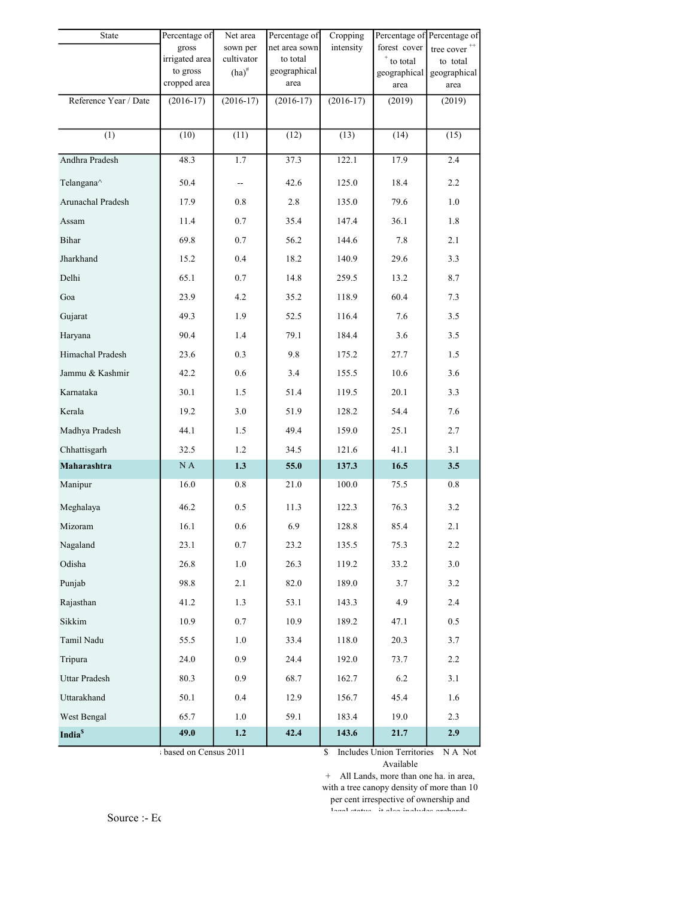| State | Percentage of gross irrigated area to gross cropped area | Net area sown per cultivator (ha)[#] | Percentage of net area sown to total geographical area | Cropping intensity | Percentage of forest cover [+] to total geographical area | Percentage of tree cover [++] to total geographical area |
|---|---|---|---|---|---|---|
| Reference Year / Date | (2016-17) | (2016-17) | (2016-17) | (2016-17) | (2019) | (2019) |
| (1) | (10) | (11) | (12) | (13) | (14) | (15) |
| Andhra Pradesh | 48.3 | 1.7 | 37.3 | 122.1 | 17.9 | 2.4 |
| Telangana^ | 50.4 | -- | 42.6 | 125.0 | 18.4 | 2.2 |
| Arunachal Pradesh | 17.9 | 0.8 | 2.8 | 135.0 | 79.6 | 1.0 |
| Assam | 11.4 | 0.7 | 35.4 | 147.4 | 36.1 | 1.8 |
| Bihar | 69.8 | 0.7 | 56.2 | 144.6 | 7.8 | 2.1 |
| Jharkhand | 15.2 | 0.4 | 18.2 | 140.9 | 29.6 | 3.3 |
| Delhi | 65.1 | 0.7 | 14.8 | 259.5 | 13.2 | 8.7 |
| Goa | 23.9 | 4.2 | 35.2 | 118.9 | 60.4 | 7.3 |
| Gujarat | 49.3 | 1.9 | 52.5 | 116.4 | 7.6 | 3.5 |
| Haryana | 90.4 | 1.4 | 79.1 | 184.4 | 3.6 | 3.5 |
| Himachal Pradesh | 23.6 | 0.3 | 9.8 | 175.2 | 27.7 | 1.5 |
| Jammu & Kashmir | 42.2 | 0.6 | 3.4 | 155.5 | 10.6 | 3.6 |
| Karnataka | 30.1 | 1.5 | 51.4 | 119.5 | 20.1 | 3.3 |
| Kerala | 19.2 | 3.0 | 51.9 | 128.2 | 54.4 | 7.6 |
| Madhya Pradesh | 44.1 | 1.5 | 49.4 | 159.0 | 25.1 | 2.7 |
| Chhattisgarh | 32.5 | 1.2 | 34.5 | 121.6 | 41.1 | 3.1 |
| **Maharashtra** | N A | **1.3** | **55.0** | **137.3** | **16.5** | **3.5** |
| Manipur | 16.0 | 0.8 | 21.0 | 100.0 | 75.5 | 0.8 |
| Meghalaya | 46.2 | 0.5 | 11.3 | 122.3 | 76.3 | 3.2 |
| Mizoram | 16.1 | 0.6 | 6.9 | 128.8 | 85.4 | 2.1 |
| Nagaland | 23.1 | 0.7 | 23.2 | 135.5 | 75.3 | 2.2 |
| Odisha | 26.8 | 1.0 | 26.3 | 119.2 | 33.2 | 3.0 |
| Punjab | 98.8 | 2.1 | 82.0 | 189.0 | 3.7 | 3.2 |
| Rajasthan | 41.2 | 1.3 | 53.1 | 143.3 | 4.9 | 2.4 |
| Sikkim | 10.9 | 0.7 | 10.9 | 189.2 | 47.1 | 0.5 |
| Tamil Nadu | 55.5 | 1.0 | 33.4 | 118.0 | 20.3 | 3.7 |
| Tripura | 24.0 | 0.9 | 24.4 | 192.0 | 73.7 | 2.2 |
| Uttar Pradesh | 80.3 | 0.9 | 68.7 | 162.7 | 6.2 | 3.1 |
| Uttarakhand | 50.1 | 0.4 | 12.9 | 156.7 | 45.4 | 1.6 |
| West Bengal | 65.7 | 1.0 | 59.1 | 183.4 | 19.0 | 2.3 |
| **India[$]** | **49.0** | **1.2** | **42.4** | **143.6** | **21.7** | **2.9** |

# based on Census 2011

$ Includes Union Territories N A Not Available

\+ All Lands, more than one ha. in area, with a tree canopy density of more than 10 per cent irrespective of ownership and legal status , it also includes orchards

Source :- Ec